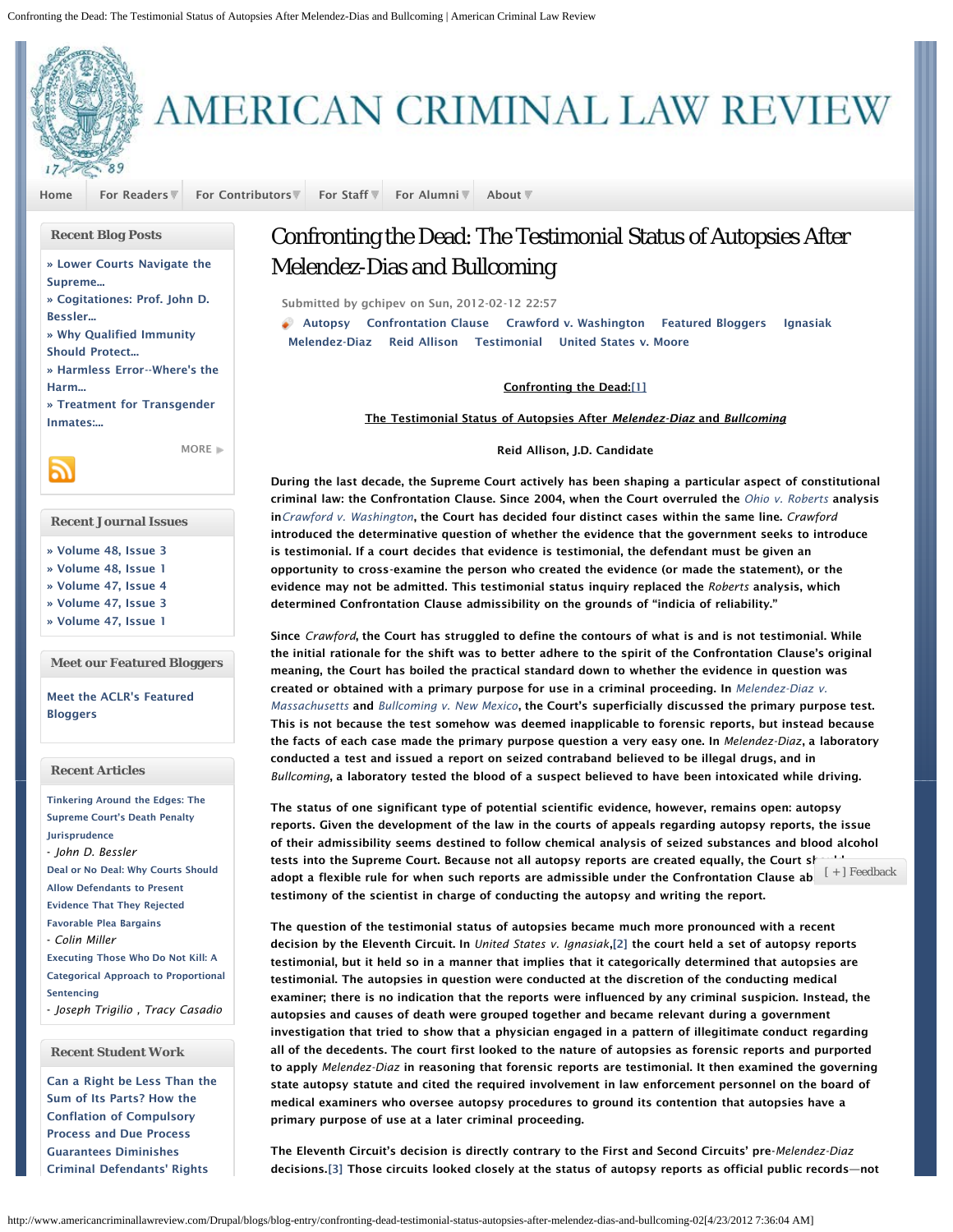# Confronting the Dead: The Testimonial Status of Autopsies After Melendez-Dias and Bullcoming

Submitted by gchipev on Sun, 2012-02-12 22:57

Autopsy Confrontation Clause Crawford v. Washington Featured Bloggers Ignasiak Melendez-Diaz Reid Allison Testimonial United States v. Moore

**Confronting the Dead:[1]**

**The Testimonial Status of Autopsies After *Melendez-Diaz* and *Bullcoming***

**Reid Allison, J.D. Candidate**

During the last decade, the Supreme Court actively has been shaping a particular aspect of constitutional criminal law: the Confrontation Clause. Since 2004, when the Court overruled the *Ohio v. Roberts* analysis in *Crawford v. Washington*, the Court has decided four distinct cases within the same line. *Crawford* introduced the determinative question of whether the evidence that the government seeks to introduce is testimonial. If a court decides that evidence is testimonial, the defendant must be given an opportunity to cross-examine the person who created the evidence (or made the statement), or the evidence may not be admitted. This testimonial status inquiry replaced the *Roberts* analysis, which determined Confrontation Clause admissibility on the grounds of "indicia of reliability."

Since *Crawford*, the Court has struggled to define the contours of what is and is not testimonial. While the initial rationale for the shift was to better adhere to the spirit of the Confrontation Clause's original meaning, the Court has boiled the practical standard down to whether the evidence in question was created or obtained with a primary purpose for use in a criminal proceeding. In *Melendez-Diaz v. Massachusetts* and *Bullcoming v. New Mexico*, the Court's superficially discussed the primary purpose test. This is not because the test somehow was deemed inapplicable to forensic reports, but instead because the facts of each case made the primary purpose question a very easy one. In *Melendez-Diaz*, a laboratory conducted a test and issued a report on seized contraband believed to be illegal drugs, and in *Bullcoming*, a laboratory tested the blood of a suspect believed to have been intoxicated while driving.

The status of one significant type of potential scientific evidence, however, remains open: autopsy reports. Given the development of the law in the courts of appeals regarding autopsy reports, the issue of their admissibility seems destined to follow chemical analysis of seized substances and blood alcohol tests into the Supreme Court. Because not all autopsy reports are created equally, the Court should adopt a flexible rule for when such reports are admissible under the Confrontation Clause ab testimony of the scientist in charge of conducting the autopsy and writing the report.

The question of the testimonial status of autopsies became much more pronounced with a recent decision by the Eleventh Circuit. In *United States v. Ignasiak*,[2] the court held a set of autopsy reports testimonial, but it held so in a manner that implies that it categorically determined that autopsies are testimonial. The autopsies in question were conducted at the discretion of the conducting medical examiner; there is no indication that the reports were influenced by any criminal suspicion. Instead, the autopsies and causes of death were grouped together and became relevant during a government investigation that tried to show that a physician engaged in a pattern of illegitimate conduct regarding all of the decedents. The court first looked to the nature of autopsies as forensic reports and purported to apply *Melendez-Diaz* in reasoning that forensic reports are testimonial. It then examined the governing state autopsy statute and cited the required involvement in law enforcement personnel on the board of medical examiners who oversee autopsy procedures to ground its contention that autopsies have a primary purpose of use at a later criminal proceeding.

The Eleventh Circuit's decision is directly contrary to the First and Second Circuits' pre-*Melendez-Diaz* decisions.[3] Those circuits looked closely at the status of autopsy reports as official public records—not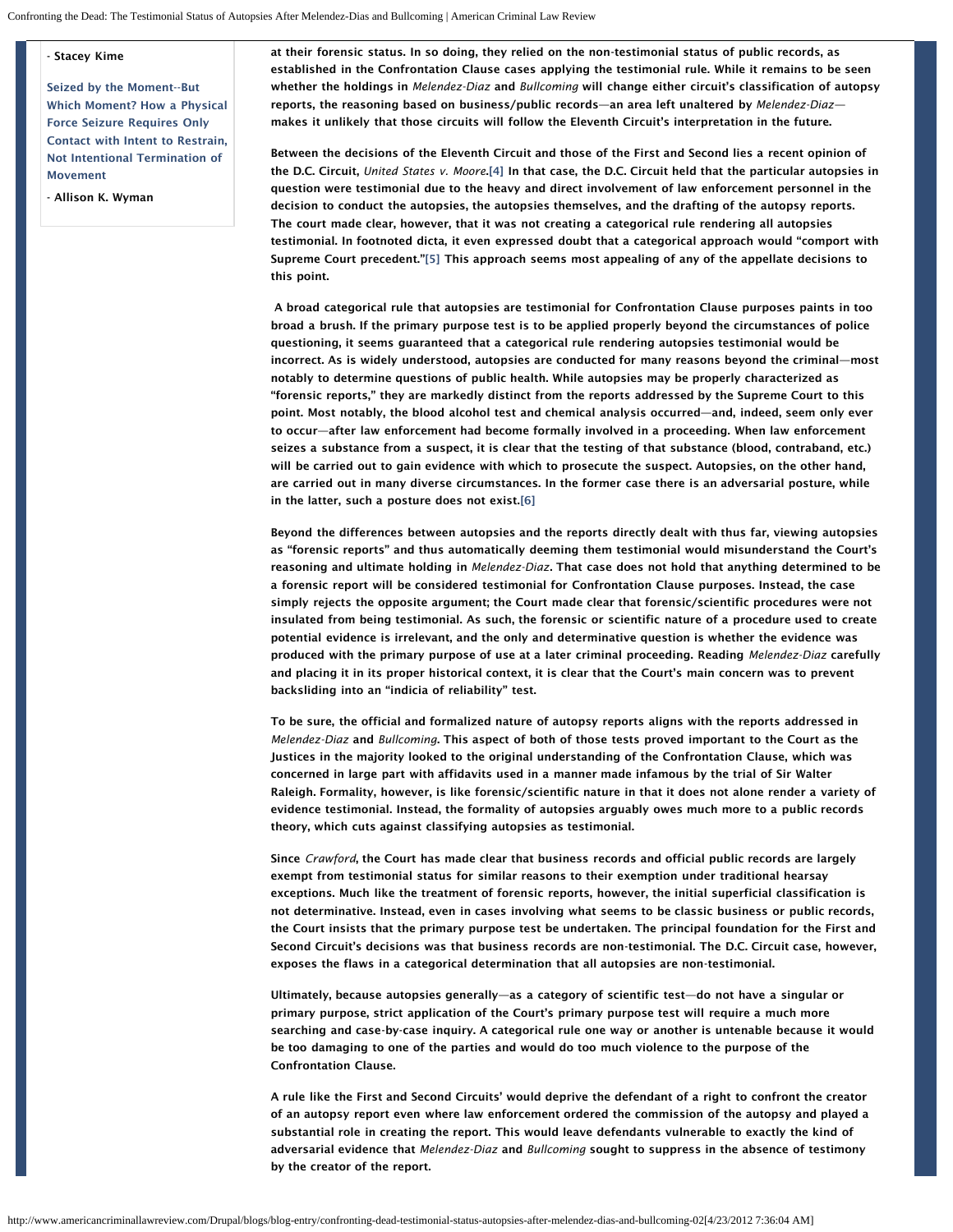- Stacey Kime

Seized by the Moment--But Which Moment? How a Physical Force Seizure Requires Only Contact with Intent to Restrain, Not Intentional Termination of Movement

- Allison K. Wyman

at their forensic status. In so doing, they relied on the non-testimonial status of public records, as established in the Confrontation Clause cases applying the testimonial rule. While it remains to be seen whether the holdings in *Melendez-Diaz* and *Bullcoming* will change either circuit's classification of autopsy reports, the reasoning based on business/public records—an area left unaltered by *Melendez-Diaz*—makes it unlikely that those circuits will follow the Eleventh Circuit's interpretation in the future.

Between the decisions of the Eleventh Circuit and those of the First and Second lies a recent opinion of the D.C. Circuit, *United States v. Moore*.[4] In that case, the D.C. Circuit held that the particular autopsies in question were testimonial due to the heavy and direct involvement of law enforcement personnel in the decision to conduct the autopsies, the autopsies themselves, and the drafting of the autopsy reports. The court made clear, however, that it was not creating a categorical rule rendering all autopsies testimonial. In footnoted dicta, it even expressed doubt that a categorical approach would "comport with Supreme Court precedent."[5] This approach seems most appealing of any of the appellate decisions to this point.

A broad categorical rule that autopsies are testimonial for Confrontation Clause purposes paints in too broad a brush. If the primary purpose test is to be applied properly beyond the circumstances of police questioning, it seems guaranteed that a categorical rule rendering autopsies testimonial would be incorrect. As is widely understood, autopsies are conducted for many reasons beyond the criminal—most notably to determine questions of public health. While autopsies may be properly characterized as "forensic reports," they are markedly distinct from the reports addressed by the Supreme Court to this point. Most notably, the blood alcohol test and chemical analysis occurred—and, indeed, seem only ever to occur—after law enforcement had become formally involved in a proceeding. When law enforcement seizes a substance from a suspect, it is clear that the testing of that substance (blood, contraband, etc.) will be carried out to gain evidence with which to prosecute the suspect. Autopsies, on the other hand, are carried out in many diverse circumstances. In the former case there is an adversarial posture, while in the latter, such a posture does not exist.[6]

Beyond the differences between autopsies and the reports directly dealt with thus far, viewing autopsies as "forensic reports" and thus automatically deeming them testimonial would misunderstand the Court's reasoning and ultimate holding in *Melendez-Diaz*. That case does not hold that anything determined to be a forensic report will be considered testimonial for Confrontation Clause purposes. Instead, the case simply rejects the opposite argument; the Court made clear that forensic/scientific procedures were not insulated from being testimonial. As such, the forensic or scientific nature of a procedure used to create potential evidence is irrelevant, and the only and determinative question is whether the evidence was produced with the primary purpose of use at a later criminal proceeding. Reading *Melendez-Diaz* carefully and placing it in its proper historical context, it is clear that the Court's main concern was to prevent backsliding into an "indicia of reliability" test.

To be sure, the official and formalized nature of autopsy reports aligns with the reports addressed in *Melendez-Diaz* and *Bullcoming*. This aspect of both of those tests proved important to the Court as the Justices in the majority looked to the original understanding of the Confrontation Clause, which was concerned in large part with affidavits used in a manner made infamous by the trial of Sir Walter Raleigh. Formality, however, is like forensic/scientific nature in that it does not alone render a variety of evidence testimonial. Instead, the formality of autopsies arguably owes much more to a public records theory, which cuts against classifying autopsies as testimonial.

Since *Crawford*, the Court has made clear that business records and official public records are largely exempt from testimonial status for similar reasons to their exemption under traditional hearsay exceptions. Much like the treatment of forensic reports, however, the initial superficial classification is not determinative. Instead, even in cases involving what seems to be classic business or public records, the Court insists that the primary purpose test be undertaken. The principal foundation for the First and Second Circuit's decisions was that business records are non-testimonial. The D.C. Circuit case, however, exposes the flaws in a categorical determination that all autopsies are non-testimonial.

Ultimately, because autopsies generally—as a category of scientific test—do not have a singular or primary purpose, strict application of the Court's primary purpose test will require a much more searching and case-by-case inquiry. A categorical rule one way or another is untenable because it would be too damaging to one of the parties and would do too much violence to the purpose of the Confrontation Clause.

A rule like the First and Second Circuits' would deprive the defendant of a right to confront the creator of an autopsy report even where law enforcement ordered the commission of the autopsy and played a substantial role in creating the report. This would leave defendants vulnerable to exactly the kind of adversarial evidence that *Melendez-Diaz* and *Bullcoming* sought to suppress in the absence of testimony by the creator of the report.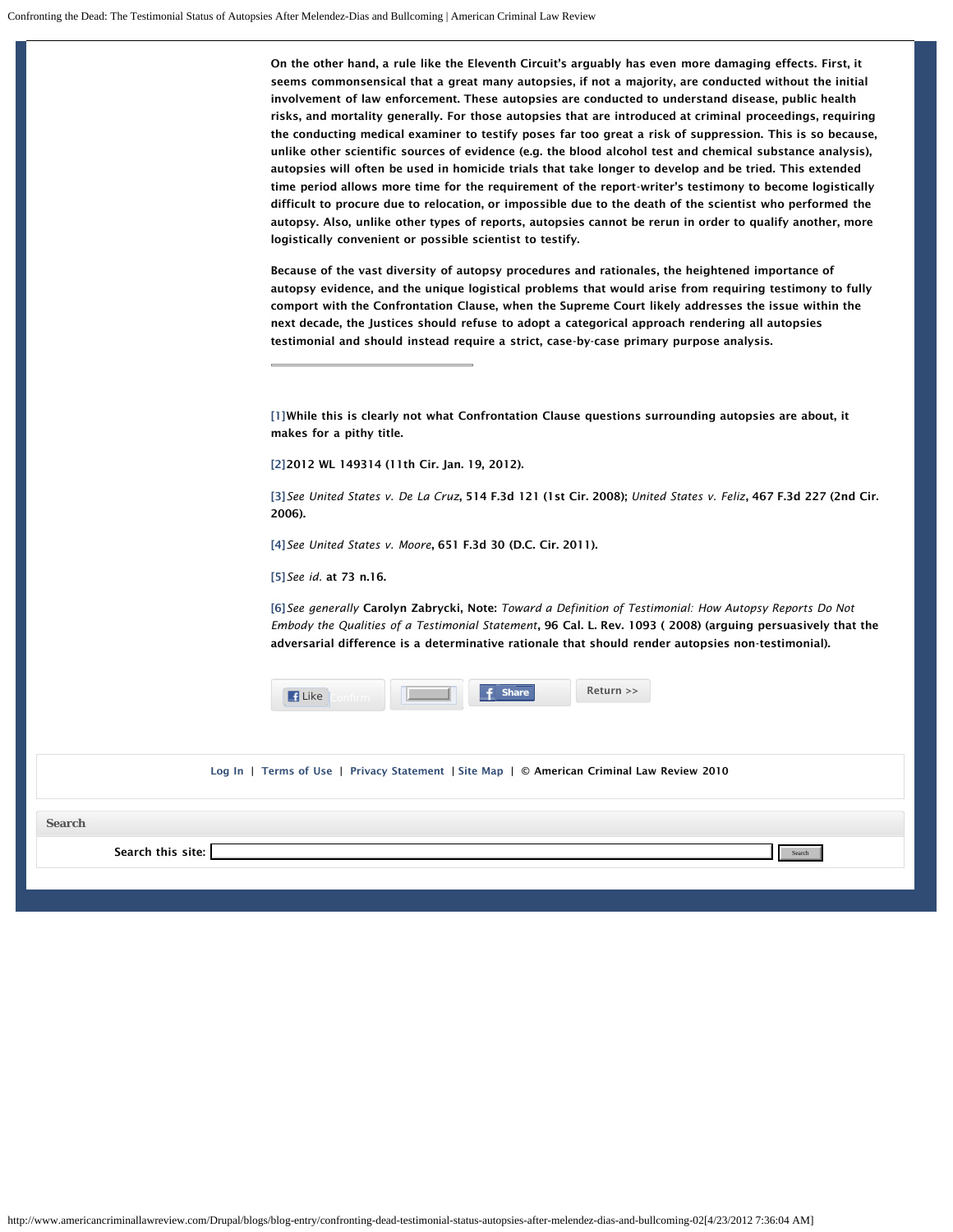On the other hand, a rule like the Eleventh Circuit's arguably has even more damaging effects. First, it seems commonsensical that a great many autopsies, if not a majority, are conducted without the initial involvement of law enforcement. These autopsies are conducted to understand disease, public health risks, and mortality generally. For those autopsies that are introduced at criminal proceedings, requiring the conducting medical examiner to testify poses far too great a risk of suppression. This is so because, unlike other scientific sources of evidence (e.g. the blood alcohol test and chemical substance analysis), autopsies will often be used in homicide trials that take longer to develop and be tried. This extended time period allows more time for the requirement of the report-writer's testimony to become logistically difficult to procure due to relocation, or impossible due to the death of the scientist who performed the autopsy. Also, unlike other types of reports, autopsies cannot be rerun in order to qualify another, more logistically convenient or possible scientist to testify.

Because of the vast diversity of autopsy procedures and rationales, the heightened importance of autopsy evidence, and the unique logistical problems that would arise from requiring testimony to fully comport with the Confrontation Clause, when the Supreme Court likely addresses the issue within the next decade, the Justices should refuse to adopt a categorical approach rendering all autopsies testimonial and should instead require a strict, case-by-case primary purpose analysis.

---

[1] While this is clearly not what Confrontation Clause questions surrounding autopsies are about, it makes for a pithy title.

[2] 2012 WL 149314 (11th Cir. Jan. 19, 2012).

[3] *See United States v. De La Cruz*, 514 F.3d 121 (1st Cir. 2008); *United States v. Feliz*, 467 F.3d 227 (2nd Cir. 2006).

[4] *See United States v. Moore*, 651 F.3d 30 (D.C. Cir. 2011).

[5] *See id.* at 73 n.16.

[6] *See generally* Carolyn Zabrycki, Note: *Toward a Definition of Testimonial: How Autopsy Reports Do Not Embody the Qualities of a Testimonial Statement*, 96 Cal. L. Rev. 1093 ( 2008) (arguing persuasively that the adversarial difference is a determinative rationale that should render autopsies non-testimonial).